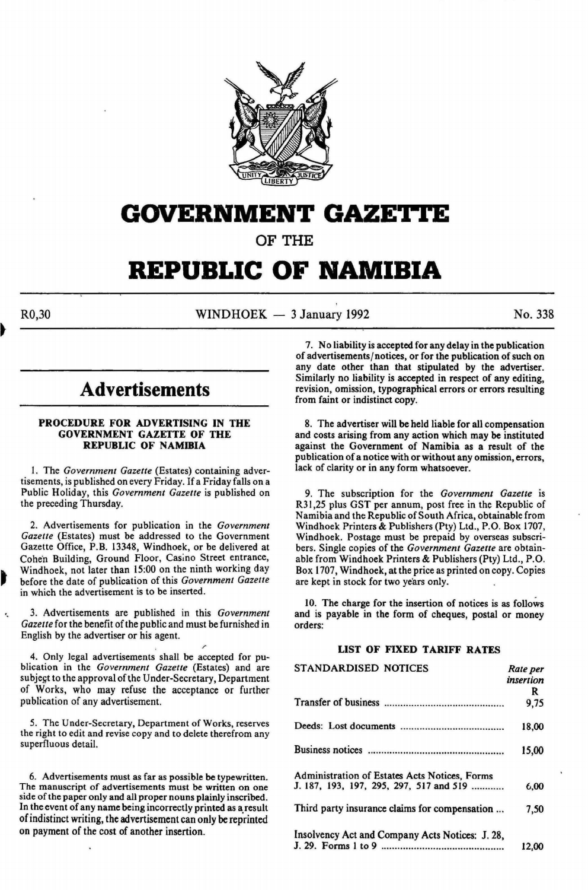# GOVERNMENT GAZETTE

## OF THE

# REPUBLIC OF NAMIBIA

R0,30 WINDHOEK — 3 January 1992 No. 338

## Advertisements

### PROCEDURE FOR ADVERTISING IN THE GOVERNMENT GAZETTE OF THE REPUBLIC OF NAMIBIA

1. The *Government Gazette* (Estates) containing advertisements, is published on every Friday. If a Friday falls on a Public Holiday, this *Government Gazette* is published on the preceding Thursday.

2. Advertisements for publication in the *Government Gazette* (Estates) must be addressed to the Government Gazette Office, P.B. 13348, Windhoek, or be delivered at Cohen Building, Ground Floor, Casino Street entrance, Windhoek, not later than 15:00 on the ninth working day before the date of publication of this *Government Gazette* in which the advertisement is to be inserted.

3. Advertisements are published in this *Government Gazette* for the benefit of the public and must be furnished in English by the advertiser or his agent.

4. Only legal advertisements shall be accepted for publication in the *Government Gazette* (Estates) and are subject to the approval of the Under-Secretary, Department of Works, who may refuse the acceptance or further publication of any advertisement.

5. The Under-Secretary, Department of Works, reserves the right to edit and revise copy and to delete therefrom any superfluous detail.

6. Advertisements must as far as possible be typewritten. The manuscript of advertisements must be written on one side of the paper only and all proper nouns plainly inscribed. In the event of any name being incorrectly printed as a result of indistinct writing, the advertisement can only be reprinted on payment of the cost of another insertion.

7. No liability is accepted for any delay in the publication of advertisements/notices, or for the publication of such on any date other than that stipulated by the advertiser. Similarly no liability is accepted in respect of any editing, revision, omission, typographical errors or errors resulting from faint or indistinct copy.

8. The advertiser will be held liable for all compensation and costs arising from any action which may be instituted against the Government of Namibia as a result of the publication of a notice with or without any omission, errors, lack of clarity or in any form whatsoever.

9. The subscription for the *Government Gazette* is R31,25 plus GST per annum, post free in the Republic of Namibia and the Republic of South Africa, obtainable from Windhoek Printers & Publishers (Pty) Ltd., P.O. Box 1707, Windhoek. Postage must be prepaid by overseas subscribers. Single copies of the *Government Gazette* are obtainable from Windhoek Printers & Publishers (Pty) Ltd., P.O. Box 1707, Windhoek, at the price as printed on copy. Copies are kept in stock for two years only.

10. The charge for the insertion of notices is as follows and is payable in the form of cheques, postal or money orders:

### LIST OF FIXED TARIFF RATES

| STANDARDISED NOTICES | *Rate per insertion* R |
|---|---|
| Transfer of business | 9,75 |
| Deeds: Lost documents | 18,00 |
| Business notices | 15,00 |
| Administration of Estates Acts Notices, Forms J. 187, 193, 197, 295, 297, 517 and 519 | 6,00 |
| Third party insurance claims for compensation ... | 7,50 |
| Insolvency Act and Company Acts Notices: J. 28, J. 29. Forms 1 to 9 | 12,00 |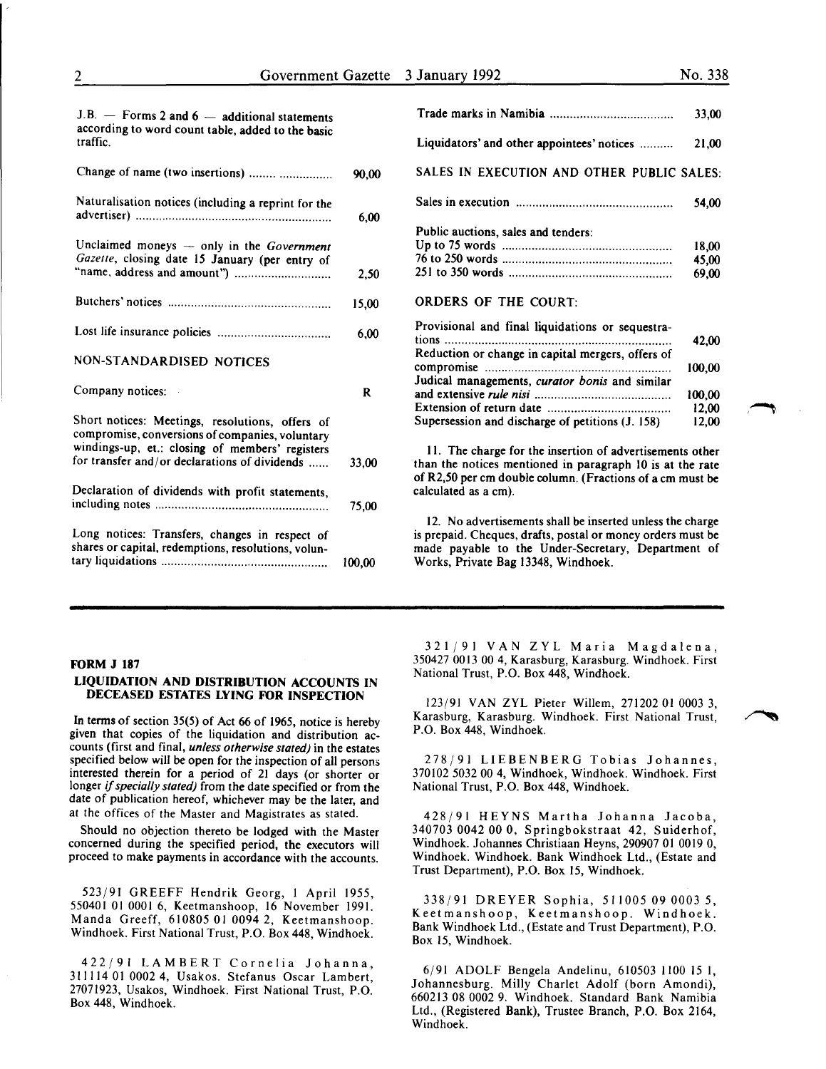J.B. — Forms 2 and 6 — additional statements according to word count table, added to the basic traffic.

| | |
|---|---|
| Change of name (two insertions) | 90,00 |
| Naturalisation notices (including a reprint for the advertiser) | 6,00 |
| Unclaimed moneys — only in the *Government Gazette*, closing date 15 January (per entry of "name, address and amount") | 2,50 |
| Butchers' notices | 15,00 |
| Lost life insurance policies | 6,00 |

NON-STANDARDISED NOTICES

| | |
|---|---|
| Company notices: | R |
| Short notices: Meetings, resolutions, offers of compromise, conversions of companies, voluntary windings-up, et.: closing of members' registers for transfer and/or declarations of dividends | 33,00 |
| Declaration of dividends with profit statements, including notes | 75,00 |
| Long notices: Transfers, changes in respect of shares or capital, redemptions, resolutions, voluntary liquidations | 100,00 |
| Trade marks in Namibia | 33,00 |
| Liquidators' and other appointees' notices | 21,00 |

SALES IN EXECUTION AND OTHER PUBLIC SALES:

| | |
|---|---|
| Sales in execution | 54,00 |
| Public auctions, sales and tenders: | |
| Up to 75 words | 18,00 |
| 76 to 250 words | 45,00 |
| 251 to 350 words | 69,00 |

ORDERS OF THE COURT:

| | |
|---|---|
| Provisional and final liquidations or sequestrations | 42,00 |
| Reduction or change in capital mergers, offers of compromise | 100,00 |
| Judical managements, *curator bonis* and similar and extensive *rule nisi* | 100,00 |
| Extension of return date | 12,00 |
| Supersession and discharge of petitions (J. 158) | 12,00 |

11. The charge for the insertion of advertisements other than the notices mentioned in paragraph 10 is at the rate of R2,50 per cm double column. (Fractions of a cm must be calculated as a cm).

12. No advertisements shall be inserted unless the charge is prepaid. Cheques, drafts, postal or money orders must be made payable to the Under-Secretary, Department of Works, Private Bag 13348, Windhoek.

---

**FORM J 187**

**LIQUIDATION AND DISTRIBUTION ACCOUNTS IN DECEASED ESTATES LYING FOR INSPECTION**

In terms of section 35(5) of Act 66 of 1965, notice is hereby given that copies of the liquidation and distribution accounts (first and final, *unless otherwise stated)* in the estates specified below will be open for the inspection of all persons interested therein for a period of 21 days (or shorter or longer *if specially stated)* from the date specified or from the date of publication hereof, whichever may be the later, and at the offices of the Master and Magistrates as stated.

Should no objection thereto be lodged with the Master concerned during the specified period, the executors will proceed to make payments in accordance with the accounts.

523/91 GREEFF Hendrik Georg, 1 April 1955, 550401 01 0001 6, Keetmanshoop, 16 November 1991. Manda Greeff, 610805 01 0094 2, Keetmanshoop. Windhoek. First National Trust, P.O. Box 448, Windhoek.

422/91 LAMBERT Cornelia Johanna, 311114 01 0002 4, Usakos. Stefanus Oscar Lambert, 27071923, Usakos, Windhoek. First National Trust, P.O. Box 448, Windhoek.

321/91 VAN ZYL Maria Magdalena, 350427 0013 00 4, Karasburg, Karasburg. Windhoek. First National Trust, P.O. Box 448, Windhoek.

123/91 VAN ZYL Pieter Willem, 271202 01 0003 3, Karasburg, Karasburg. Windhoek. First National Trust, P.O. Box 448, Windhoek.

278/91 LIEBENBERG Tobias Johannes, 370102 5032 00 4, Windhoek, Windhoek. Windhoek. First National Trust, P.O. Box 448, Windhoek.

428/91 HEYNS Martha Johanna Jacoba, 340703 0042 00 0, Springbokstraat 42, Suiderhof, Windhoek. Johannes Christiaan Heyns, 290907 01 0019 0, Windhoek. Windhoek. Bank Windhoek Ltd., (Estate and Trust Department), P.O. Box 15, Windhoek.

338/91 DREYER Sophia, 511005 09 0003 5, Keetmanshoop, Keetmanshoop. Windhoek. Bank Windhoek Ltd., (Estate and Trust Department), P.O. Box 15, Windhoek.

6/91 ADOLF Bengela Andelinu, 610503 1100 15 1, Johannesburg. Milly Charlet Adolf (born Amondi), 660213 08 0002 9. Windhoek. Standard Bank Namibia Ltd., (Registered Bank), Trustee Branch, P.O. Box 2164, Windhoek.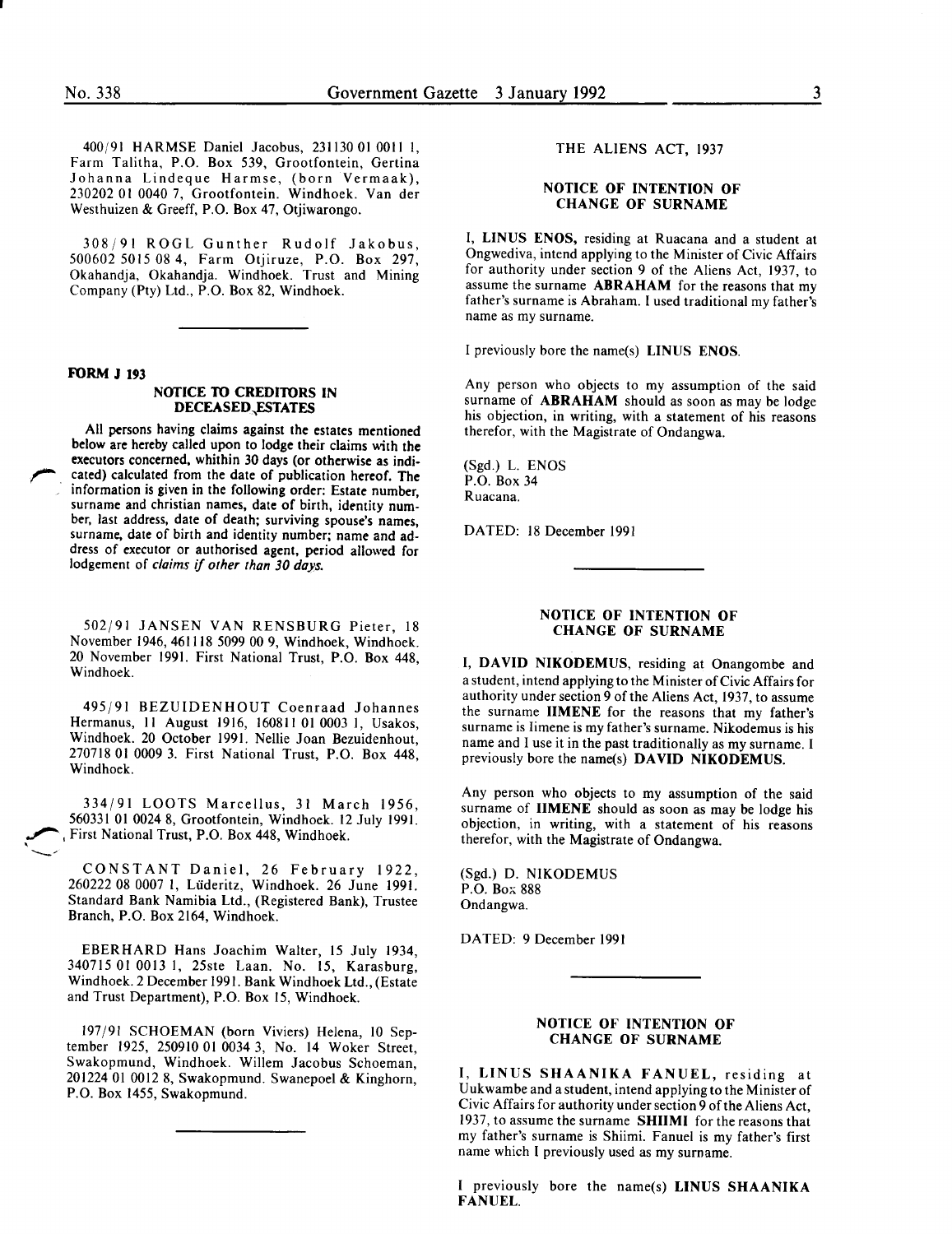400/91 HARMSE Daniel Jacobus, 231130 01 0011 1, Farm Talitha, P.O. Box 539, Grootfontein, Gertina Johanna Lindeque Harmse, (born Vermaak), 230202 01 0040 7, Grootfontein. Windhoek. Van der Westhuizen & Greeff, P.O. Box 47, Otjiwarongo.

308/91 ROGL Gunther Rudolf Jakobus, 500602 5015 08 4, Farm Otjiruze, P.O. Box 297, Okahandja, Okahandja. Windhoek. Trust and Mining Company (Pty) Ltd., P.O. Box 82, Windhoek.

**FORM J 193**

### NOTICE TO CREDITORS IN DECEASED ESTATES

All persons having claims against the estates mentioned below are hereby called upon to lodge their claims with the executors concerned, whithin 30 days (or otherwise as indicated) calculated from the date of publication hereof. The information is given in the following order: Estate number, surname and christian names, date of birth, identity number, last address, date of death; surviving spouse's names, surname, date of birth and identity number; name and address of executor or authorised agent, period allowed for lodgement of *claims if other than 30 days.*

502/91 JANSEN VAN RENSBURG Pieter, 18 November 1946, 461118 5099 00 9, Windhoek, Windhoek. 20 November 1991. First National Trust, P.O. Box 448, Windhoek.

495/91 BEZUIDENHOUT Coenraad Johannes Hermanus, 11 August 1916, 160811 01 0003 1, Usakos, Windhoek. 20 October 1991. Nellie Joan Bezuidenhout, 270718 01 0009 3. First National Trust, P.O. Box 448, Windhoek.

334/91 LOOTS Marcellus, 31 March 1956, 560331 01 0024 8, Grootfontein, Windhoek. 12 July 1991. First National Trust, P.O. Box 448, Windhoek.

CONSTANT Daniel, 26 February 1922, 260222 08 0007 1, Lüderitz, Windhoek. 26 June 1991. Standard Bank Namibia Ltd., (Registered Bank), Trustee Branch, P.O. Box 2164, Windhoek.

EBERHARD Hans Joachim Walter, 15 July 1934, 340715 01 0013 1, 25ste Laan. No. 15, Karasburg, Windhoek. 2 December 1991. Bank Windhoek Ltd., (Estate and Trust Department), P.O. Box 15, Windhoek.

197/91 SCHOEMAN (born Viviers) Helena, 10 September 1925, 250910 01 0034 3, No. 14 Woker Street, Swakopmund, Windhoek. Willem Jacobus Schoeman, 201224 01 0012 8, Swakopmund. Swanepoel & Kinghorn, P.O. Box 1455, Swakopmund.

### THE ALIENS ACT, 1937

### NOTICE OF INTENTION OF CHANGE OF SURNAME

I, **LINUS ENOS**, residing at Ruacana and a student at Ongwediva, intend applying to the Minister of Civic Affairs for authority under section 9 of the Aliens Act, 1937, to assume the surname **ABRAHAM** for the reasons that my father's surname is Abraham. I used traditional my father's name as my surname.

I previously bore the name(s) **LINUS ENOS**.

Any person who objects to my assumption of the said surname of **ABRAHAM** should as soon as may be lodge his objection, in writing, with a statement of his reasons therefor, with the Magistrate of Ondangwa.

(Sgd.) L. ENOS
P.O. Box 34
Ruacana.

DATED: 18 December 1991

### NOTICE OF INTENTION OF CHANGE OF SURNAME

I, **DAVID NIKODEMUS**, residing at Onangombe and a student, intend applying to the Minister of Civic Affairs for authority under section 9 of the Aliens Act, 1937, to assume the surname **IIMENE** for the reasons that my father's surname is Iimene is my father's surname. Nikodemus is his name and I use it in the past traditionally as my surname. I previously bore the name(s) **DAVID NIKODEMUS**.

Any person who objects to my assumption of the said surname of **IIMENE** should as soon as may be lodge his objection, in writing, with a statement of his reasons therefor, with the Magistrate of Ondangwa.

(Sgd.) D. NIKODEMUS
P.O. Box 888
Ondangwa.

DATED: 9 December 1991

### NOTICE OF INTENTION OF CHANGE OF SURNAME

I, **LINUS SHAANIKA FANUEL**, residing at Uukwambe and a student, intend applying to the Minister of Civic Affairs for authority under section 9 of the Aliens Act, 1937, to assume the surname **SHIIMI** for the reasons that my father's surname is Shiimi. Fanuel is my father's first name which I previously used as my surname.

I previously bore the name(s) **LINUS SHAANIKA FANUEL**.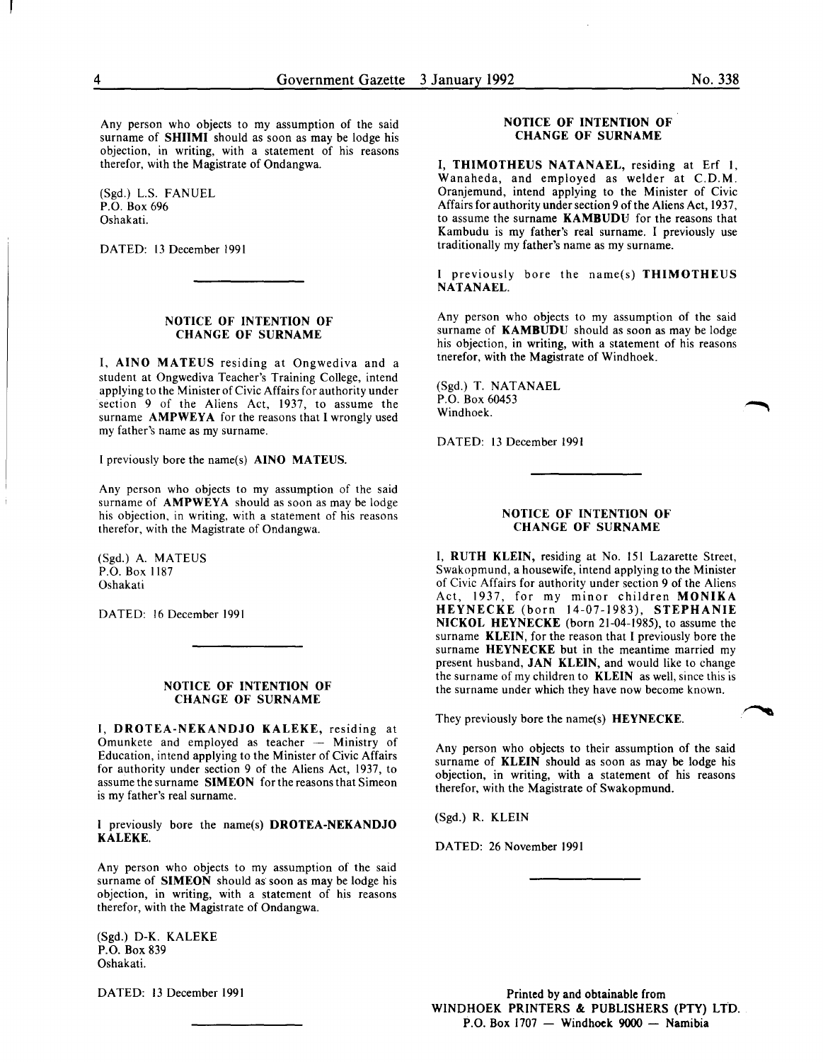Any person who objects to my assumption of the said surname of **SHIIMI** should as soon as may be lodge his objection, in writing, with a statement of his reasons therefor, with the Magistrate of Ondangwa.

(Sgd.) L.S. FANUEL
P.O. Box 696
Oshakati.

DATED: 13 December 1991

---

**NOTICE OF INTENTION OF CHANGE OF SURNAME**

I, **AINO MATEUS** residing at Ongwediva and a student at Ongwediva Teacher's Training College, intend applying to the Minister of Civic Affairs for authority under section 9 of the Aliens Act, 1937, to assume the surname **AMPWEYA** for the reasons that I wrongly used my father's name as my surname.

I previously bore the name(s) **AINO MATEUS.**

Any person who objects to my assumption of the said surname of **AMPWEYA** should as soon as may be lodge his objection, in writing, with a statement of his reasons therefor, with the Magistrate of Ondangwa.

(Sgd.) A. MATEUS
P.O. Box 1187
Oshakati

DATED: 16 December 1991

---

**NOTICE OF INTENTION OF CHANGE OF SURNAME**

I, **DROTEA-NEKANDJO KALEKE,** residing at Omunkete and employed as teacher — Ministry of Education, intend applying to the Minister of Civic Affairs for authority under section 9 of the Aliens Act, 1937, to assume the surname **SIMEON** for the reasons that Simeon is my father's real surname.

I previously bore the name(s) **DROTEA-NEKANDJO KALEKE.**

Any person who objects to my assumption of the said surname of **SIMEON** should as soon as may be lodge his objection, in writing, with a statement of his reasons therefor, with the Magistrate of Ondangwa.

(Sgd.) D-K. KALEKE
P.O. Box 839
Oshakati.

DATED: 13 December 1991

---

**NOTICE OF INTENTION OF CHANGE OF SURNAME**

I, **THIMOTHEUS NATANAEL,** residing at Erf 1, Wanaheda, and employed as welder at C.D.M. Oranjemund, intend applying to the Minister of Civic Affairs for authority under section 9 of the Aliens Act, 1937, to assume the surname **KAMBUDU** for the reasons that Kambudu is my father's real surname. I previously use traditionally my father's name as my surname.

I previously bore the name(s) **THIMOTHEUS NATANAEL.**

Any person who objects to my assumption of the said surname of **KAMBUDU** should as soon as may be lodge his objection, in writing, with a statement of his reasons tnerefor, with the Magistrate of Windhoek.

(Sgd.) T. NATANAEL
P.O. Box 60453
Windhoek.

DATED: 13 December 1991

---

**NOTICE OF INTENTION OF CHANGE OF SURNAME**

I, **RUTH KLEIN,** residing at No. 151 Lazarette Street, Swakopmund, a housewife, intend applying to the Minister of Civic Affairs for authority under section 9 of the Aliens Act, 1937, for my minor children **MONIKA HEYNECKE** (born 14-07-1983), **STEPHANIE NICKOL HEYNECKE** (born 21-04-1985), to assume the surname **KLEIN,** for the reason that I previously bore the surname **HEYNECKE** but in the meantime married my present husband, **JAN KLEIN,** and would like to change the surname of my children to **KLEIN** as well, since this is the surname under which they have now become known.

They previously bore the name(s) **HEYNECKE.**

Any person who objects to their assumption of the said surname of **KLEIN** should as soon as may be lodge his objection, in writing, with a statement of his reasons therefor, with the Magistrate of Swakopmund.

(Sgd.) R. KLEIN

DATED: 26 November 1991

---

Printed by and obtainable from
WINDHOEK PRINTERS & PUBLISHERS (PTY) LTD.
P.O. Box 1707 — Windhoek 9000 — Namibia